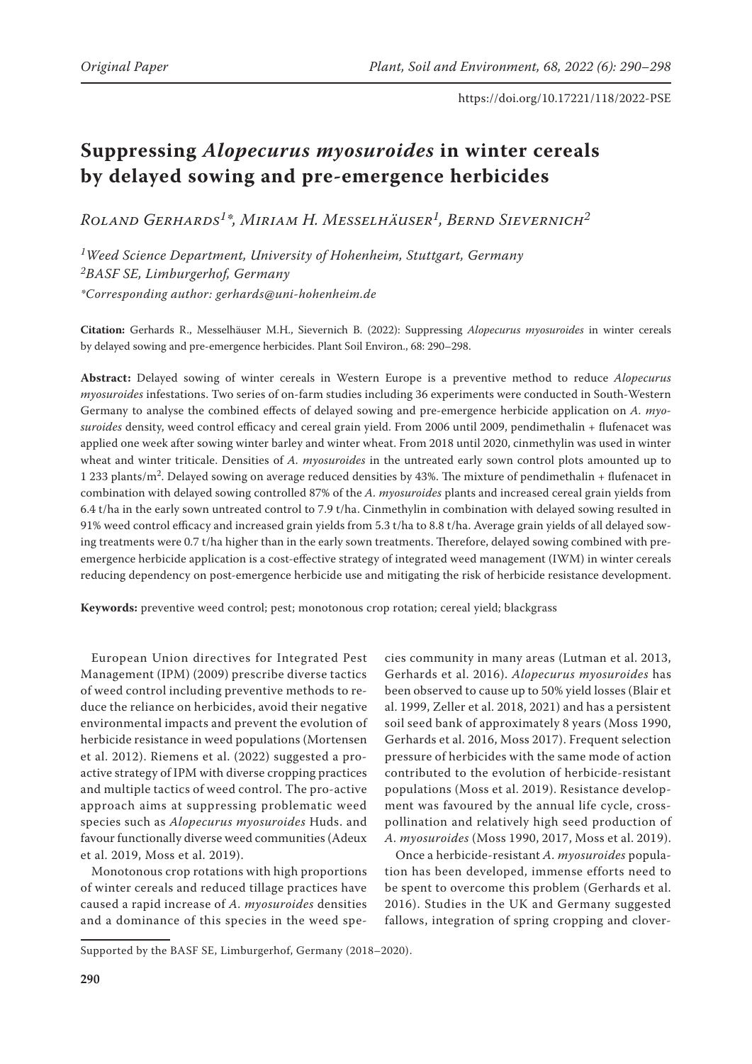# Suppressing *Alopecurus myosuroides* in winter cereals by delayed sowing and pre-emergence herbicides

*Roland Gerhards[1]\*, Miriam H. Messelhäuser[1], Bernd Sievernich[2]*

[1]*Weed Science Department, University of Hohenheim, Stuttgart, Germany*
[2]*BASF SE, Limburgerhof, Germany*
*\*Corresponding author: gerhards@uni-hohenheim.de*

**Citation:** Gerhards R., Messelhäuser M.H., Sievernich B. (2022): Suppressing *Alopecurus myosuroides* in winter cereals by delayed sowing and pre-emergence herbicides. Plant Soil Environ., 68: 290–298.

**Abstract:** Delayed sowing of winter cereals in Western Europe is a preventive method to reduce *Alopecurus myosuroides* infestations. Two series of on-farm studies including 36 experiments were conducted in South-Western Germany to analyse the combined effects of delayed sowing and pre-emergence herbicide application on *A. myosuroides* density, weed control efficacy and cereal grain yield. From 2006 until 2009, pendimethalin + flufenacet was applied one week after sowing winter barley and winter wheat. From 2018 until 2020, cinmethylin was used in winter wheat and winter triticale. Densities of *A. myosuroides* in the untreated early sown control plots amounted up to 1 233 plants/m$^2$. Delayed sowing on average reduced densities by 43%. The mixture of pendimethalin + flufenacet in combination with delayed sowing controlled 87% of the *A. myosuroides* plants and increased cereal grain yields from 6.4 t/ha in the early sown untreated control to 7.9 t/ha. Cinmethylin in combination with delayed sowing resulted in 91% weed control efficacy and increased grain yields from 5.3 t/ha to 8.8 t/ha. Average grain yields of all delayed sowing treatments were 0.7 t/ha higher than in the early sown treatments. Therefore, delayed sowing combined with pre-emergence herbicide application is a cost-effective strategy of integrated weed management (IWM) in winter cereals reducing dependency on post-emergence herbicide use and mitigating the risk of herbicide resistance development.

**Keywords:** preventive weed control; pest; monotonous crop rotation; cereal yield; blackgrass

European Union directives for Integrated Pest Management (IPM) (2009) prescribe diverse tactics of weed control including preventive methods to reduce the reliance on herbicides, avoid their negative environmental impacts and prevent the evolution of herbicide resistance in weed populations (Mortensen et al. 2012). Riemens et al. (2022) suggested a proactive strategy of IPM with diverse cropping practices and multiple tactics of weed control. The pro-active approach aims at suppressing problematic weed species such as *Alopecurus myosuroides* Huds. and favour functionally diverse weed communities (Adeux et al. 2019, Moss et al. 2019).

Monotonous crop rotations with high proportions of winter cereals and reduced tillage practices have caused a rapid increase of *A. myosuroides* densities and a dominance of this species in the weed species community in many areas (Lutman et al. 2013, Gerhards et al. 2016). *Alopecurus myosuroides* has been observed to cause up to 50% yield losses (Blair et al. 1999, Zeller et al. 2018, 2021) and has a persistent soil seed bank of approximately 8 years (Moss 1990, Gerhards et al. 2016, Moss 2017). Frequent selection pressure of herbicides with the same mode of action contributed to the evolution of herbicide-resistant populations (Moss et al. 2019). Resistance development was favoured by the annual life cycle, cross-pollination and relatively high seed production of *A. myosuroides* (Moss 1990, 2017, Moss et al. 2019).

Once a herbicide-resistant *A. myosuroides* population has been developed, immense efforts need to be spent to overcome this problem (Gerhards et al. 2016). Studies in the UK and Germany suggested fallows, integration of spring cropping and clover-

Supported by the BASF SE, Limburgerhof, Germany (2018–2020).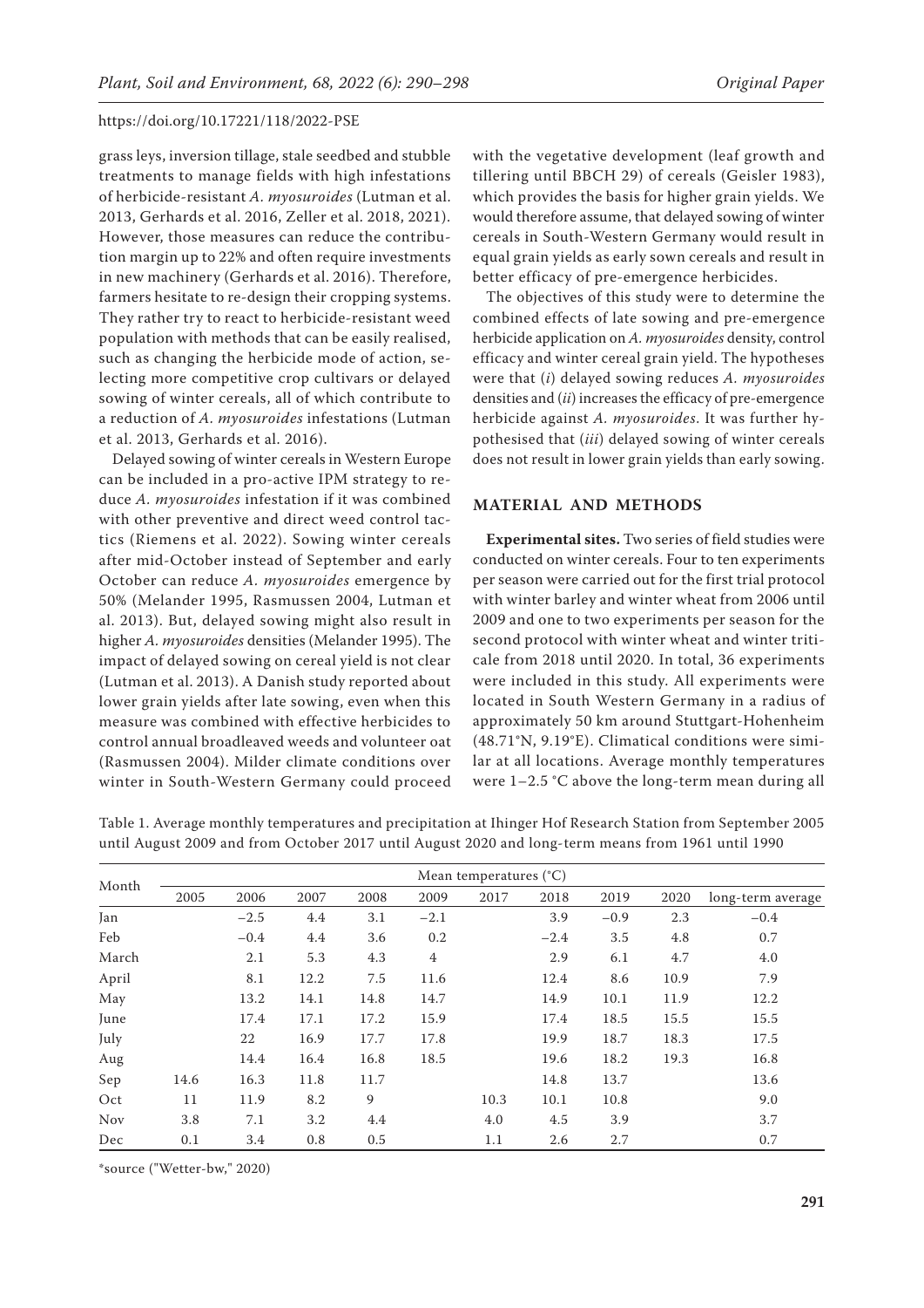grass leys, inversion tillage, stale seedbed and stubble treatments to manage fields with high infestations of herbicide-resistant *A. myosuroides* (Lutman et al. 2013, Gerhards et al. 2016, Zeller et al. 2018, 2021). However, those measures can reduce the contribution margin up to 22% and often require investments in new machinery (Gerhards et al. 2016). Therefore, farmers hesitate to re-design their cropping systems. They rather try to react to herbicide-resistant weed population with methods that can be easily realised, such as changing the herbicide mode of action, selecting more competitive crop cultivars or delayed sowing of winter cereals, all of which contribute to a reduction of *A. myosuroides* infestations (Lutman et al. 2013, Gerhards et al. 2016).

Delayed sowing of winter cereals in Western Europe can be included in a pro-active IPM strategy to reduce *A. myosuroides* infestation if it was combined with other preventive and direct weed control tactics (Riemens et al. 2022). Sowing winter cereals after mid-October instead of September and early October can reduce *A. myosuroides* emergence by 50% (Melander 1995, Rasmussen 2004, Lutman et al. 2013). But, delayed sowing might also result in higher *A. myosuroides* densities (Melander 1995). The impact of delayed sowing on cereal yield is not clear (Lutman et al. 2013). A Danish study reported about lower grain yields after late sowing, even when this measure was combined with effective herbicides to control annual broadleaved weeds and volunteer oat (Rasmussen 2004). Milder climate conditions over winter in South-Western Germany could proceed with the vegetative development (leaf growth and tillering until BBCH 29) of cereals (Geisler 1983), which provides the basis for higher grain yields. We would therefore assume, that delayed sowing of winter cereals in South-Western Germany would result in equal grain yields as early sown cereals and result in better efficacy of pre-emergence herbicides.

The objectives of this study were to determine the combined effects of late sowing and pre-emergence herbicide application on *A. myosuroides* density, control efficacy and winter cereal grain yield. The hypotheses were that (*i*) delayed sowing reduces *A. myosuroides* densities and (*ii*) increases the efficacy of pre-emergence herbicide against *A. myosuroides*. It was further hypothesised that (*iii*) delayed sowing of winter cereals does not result in lower grain yields than early sowing.

## MATERIAL AND METHODS

**Experimental sites.** Two series of field studies were conducted on winter cereals. Four to ten experiments per season were carried out for the first trial protocol with winter barley and winter wheat from 2006 until 2009 and one to two experiments per season for the second protocol with winter wheat and winter triticale from 2018 until 2020. In total, 36 experiments were included in this study. All experiments were located in South Western Germany in a radius of approximately 50 km around Stuttgart-Hohenheim (48.71°N, 9.19°E). Climatical conditions were similar at all locations. Average monthly temperatures were 1–2.5 °C above the long-term mean during all

Table 1. Average monthly temperatures and precipitation at Ihinger Hof Research Station from September 2005 until August 2009 and from October 2017 until August 2020 and long-term means from 1961 until 1990

| Month | Mean temperatures (°C) | | | | | | | | | |
|---|---|---|---|---|---|---|---|---|---|---|
| | 2005 | 2006 | 2007 | 2008 | 2009 | 2017 | 2018 | 2019 | 2020 | long-term average |
| Jan | | −2.5 | 4.4 | 3.1 | −2.1 | | 3.9 | −0.9 | 2.3 | −0.4 |
| Feb | | −0.4 | 4.4 | 3.6 | 0.2 | | −2.4 | 3.5 | 4.8 | 0.7 |
| March | | 2.1 | 5.3 | 4.3 | 4 | | 2.9 | 6.1 | 4.7 | 4.0 |
| April | | 8.1 | 12.2 | 7.5 | 11.6 | | 12.4 | 8.6 | 10.9 | 7.9 |
| May | | 13.2 | 14.1 | 14.8 | 14.7 | | 14.9 | 10.1 | 11.9 | 12.2 |
| June | | 17.4 | 17.1 | 17.2 | 15.9 | | 17.4 | 18.5 | 15.5 | 15.5 |
| July | | 22 | 16.9 | 17.7 | 17.8 | | 19.9 | 18.7 | 18.3 | 17.5 |
| Aug | | 14.4 | 16.4 | 16.8 | 18.5 | | 19.6 | 18.2 | 19.3 | 16.8 |
| Sep | 14.6 | 16.3 | 11.8 | 11.7 | | | 14.8 | 13.7 | | 13.6 |
| Oct | 11 | 11.9 | 8.2 | 9 | | 10.3 | 10.1 | 10.8 | | 9.0 |
| Nov | 3.8 | 7.1 | 3.2 | 4.4 | | 4.0 | 4.5 | 3.9 | | 3.7 |
| Dec | 0.1 | 3.4 | 0.8 | 0.5 | | 1.1 | 2.6 | 2.7 | | 0.7 |

*source ("Wetter-bw," 2020)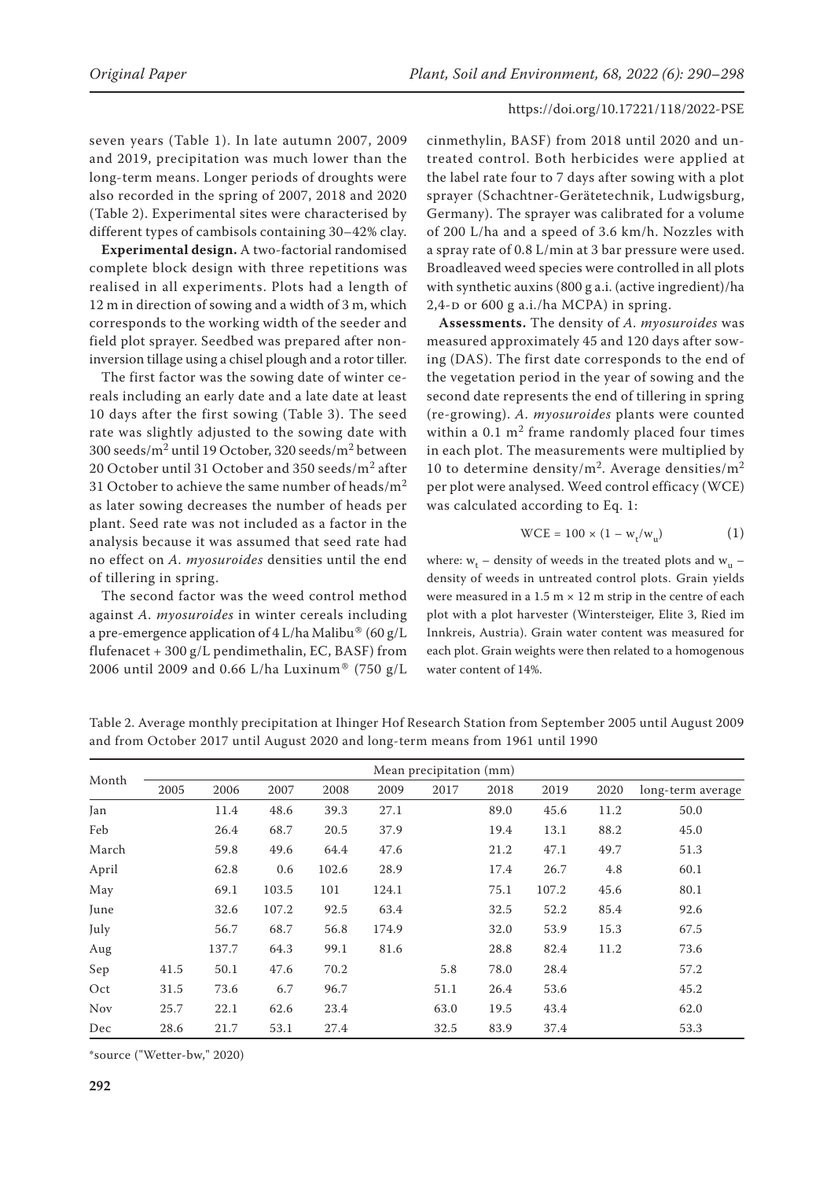seven years (Table 1). In late autumn 2007, 2009 and 2019, precipitation was much lower than the long-term means. Longer periods of droughts were also recorded in the spring of 2007, 2018 and 2020 (Table 2). Experimental sites were characterised by different types of cambisols containing 30–42% clay.

**Experimental design.** A two-factorial randomised complete block design with three repetitions was realised in all experiments. Plots had a length of 12 m in direction of sowing and a width of 3 m, which corresponds to the working width of the seeder and field plot sprayer. Seedbed was prepared after non-inversion tillage using a chisel plough and a rotor tiller.

The first factor was the sowing date of winter cereals including an early date and a late date at least 10 days after the first sowing (Table 3). The seed rate was slightly adjusted to the sowing date with 300 seeds/m$^2$ until 19 October, 320 seeds/m$^2$ between 20 October until 31 October and 350 seeds/m$^2$ after 31 October to achieve the same number of heads/m$^2$ as later sowing decreases the number of heads per plant. Seed rate was not included as a factor in the analysis because it was assumed that seed rate had no effect on *A. myosuroides* densities until the end of tillering in spring.

The second factor was the weed control method against *A. myosuroides* in winter cereals including a pre-emergence application of 4 L/ha Malibu® (60 g/L flufenacet + 300 g/L pendimethalin, EC, BASF) from 2006 until 2009 and 0.66 L/ha Luxinum® (750 g/L cinmethylin, BASF) from 2018 until 2020 and untreated control. Both herbicides were applied at the label rate four to 7 days after sowing with a plot sprayer (Schachtner-Gerätetechnik, Ludwigsburg, Germany). The sprayer was calibrated for a volume of 200 L/ha and a speed of 3.6 km/h. Nozzles with a spray rate of 0.8 L/min at 3 bar pressure were used. Broadleaved weed species were controlled in all plots with synthetic auxins (800 g a.i. (active ingredient)/ha 2,4-D or 600 g a.i./ha MCPA) in spring.

**Assessments.** The density of *A. myosuroides* was measured approximately 45 and 120 days after sowing (DAS). The first date corresponds to the end of the vegetation period in the year of sowing and the second date represents the end of tillering in spring (re-growing). *A. myosuroides* plants were counted within a 0.1 m$^2$ frame randomly placed four times in each plot. The measurements were multiplied by 10 to determine density/m$^2$. Average densities/m$^2$ per plot were analysed. Weed control efficacy (WCE) was calculated according to Eq. 1:

$$WCE = 100 \times (1 - w_t/w_u) \tag{1}$$

where: $w_t$ – density of weeds in the treated plots and $w_u$ – density of weeds in untreated control plots. Grain yields were measured in a 1.5 m × 12 m strip in the centre of each plot with a plot harvester (Wintersteiger, Elite 3, Ried im Innkreis, Austria). Grain water content was measured for each plot. Grain weights were then related to a homogenous water content of 14%.

Table 2. Average monthly precipitation at Ihinger Hof Research Station from September 2005 until August 2009 and from October 2017 until August 2020 and long-term means from 1961 until 1990

| Month | Mean precipitation (mm) | | | | | | | | | |
|---|---|---|---|---|---|---|---|---|---|---|
| | 2005 | 2006 | 2007 | 2008 | 2009 | 2017 | 2018 | 2019 | 2020 | long-term average |
| Jan | | 11.4 | 48.6 | 39.3 | 27.1 | | 89.0 | 45.6 | 11.2 | 50.0 |
| Feb | | 26.4 | 68.7 | 20.5 | 37.9 | | 19.4 | 13.1 | 88.2 | 45.0 |
| March | | 59.8 | 49.6 | 64.4 | 47.6 | | 21.2 | 47.1 | 49.7 | 51.3 |
| April | | 62.8 | 0.6 | 102.6 | 28.9 | | 17.4 | 26.7 | 4.8 | 60.1 |
| May | | 69.1 | 103.5 | 101 | 124.1 | | 75.1 | 107.2 | 45.6 | 80.1 |
| June | | 32.6 | 107.2 | 92.5 | 63.4 | | 32.5 | 52.2 | 85.4 | 92.6 |
| July | | 56.7 | 68.7 | 56.8 | 174.9 | | 32.0 | 53.9 | 15.3 | 67.5 |
| Aug | | 137.7 | 64.3 | 99.1 | 81.6 | | 28.8 | 82.4 | 11.2 | 73.6 |
| Sep | 41.5 | 50.1 | 47.6 | 70.2 | | 5.8 | 78.0 | 28.4 | | 57.2 |
| Oct | 31.5 | 73.6 | 6.7 | 96.7 | | 51.1 | 26.4 | 53.6 | | 45.2 |
| Nov | 25.7 | 22.1 | 62.6 | 23.4 | | 63.0 | 19.5 | 43.4 | | 62.0 |
| Dec | 28.6 | 21.7 | 53.1 | 27.4 | | 32.5 | 83.9 | 37.4 | | 53.3 |

*source ("Wetter-bw," 2020)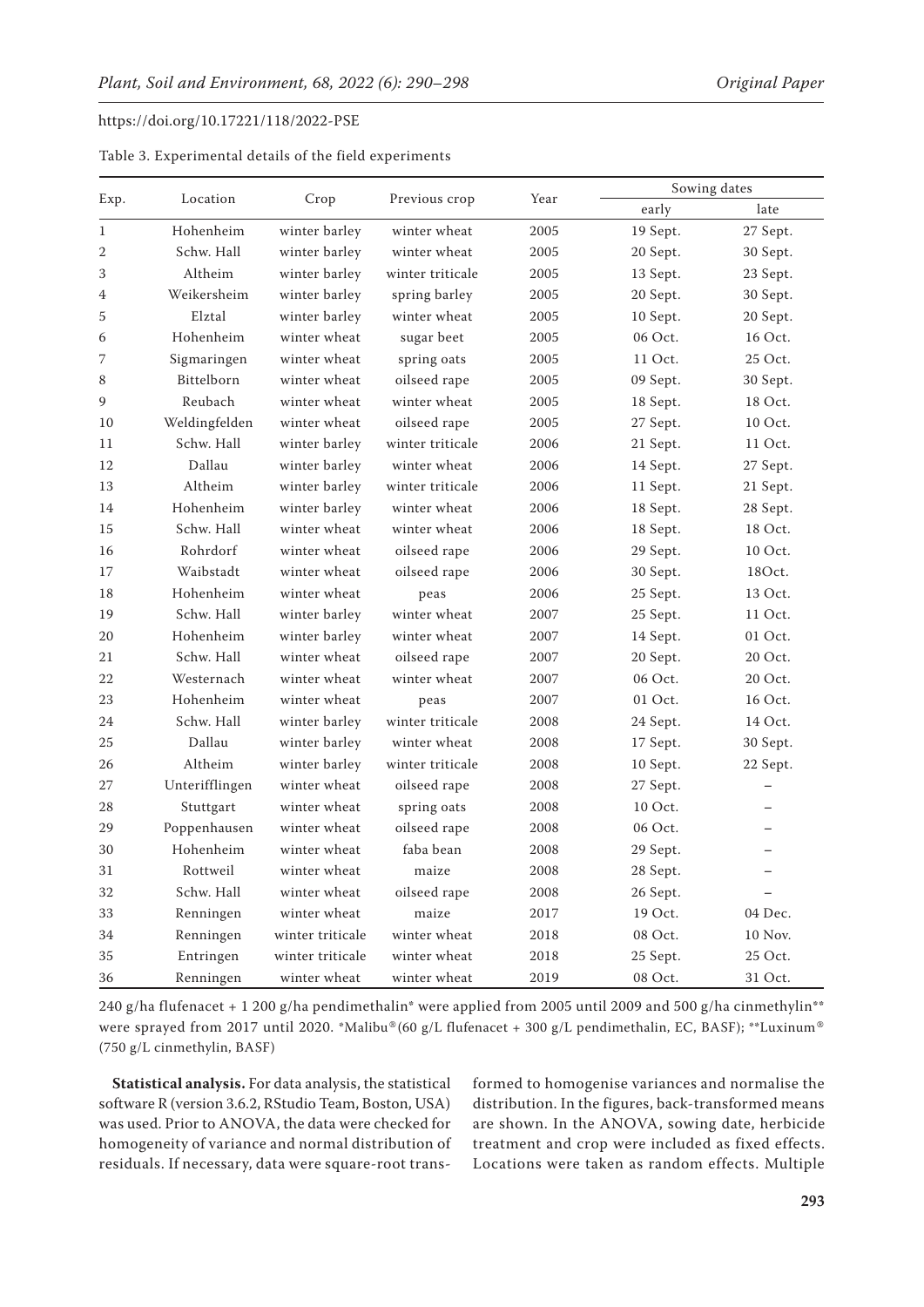Table 3. Experimental details of the field experiments

| Exp. | Location | Crop | Previous crop | Year | Sowing dates | |
|---|---|---|---|---|---|---|
| | | | | | early | late |
| 1 | Hohenheim | winter barley | winter wheat | 2005 | 19 Sept. | 27 Sept. |
| 2 | Schw. Hall | winter barley | winter wheat | 2005 | 20 Sept. | 30 Sept. |
| 3 | Altheim | winter barley | winter triticale | 2005 | 13 Sept. | 23 Sept. |
| 4 | Weikersheim | winter barley | spring barley | 2005 | 20 Sept. | 30 Sept. |
| 5 | Elztal | winter barley | winter wheat | 2005 | 10 Sept. | 20 Sept. |
| 6 | Hohenheim | winter wheat | sugar beet | 2005 | 06 Oct. | 16 Oct. |
| 7 | Sigmaringen | winter wheat | spring oats | 2005 | 11 Oct. | 25 Oct. |
| 8 | Bittelborn | winter wheat | oilseed rape | 2005 | 09 Sept. | 30 Sept. |
| 9 | Reubach | winter wheat | winter wheat | 2005 | 18 Sept. | 18 Oct. |
| 10 | Weldingfelden | winter wheat | oilseed rape | 2005 | 27 Sept. | 10 Oct. |
| 11 | Schw. Hall | winter barley | winter triticale | 2006 | 21 Sept. | 11 Oct. |
| 12 | Dallau | winter barley | winter wheat | 2006 | 14 Sept. | 27 Sept. |
| 13 | Altheim | winter barley | winter triticale | 2006 | 11 Sept. | 21 Sept. |
| 14 | Hohenheim | winter barley | winter wheat | 2006 | 18 Sept. | 28 Sept. |
| 15 | Schw. Hall | winter wheat | winter wheat | 2006 | 18 Sept. | 18 Oct. |
| 16 | Rohrdorf | winter wheat | oilseed rape | 2006 | 29 Sept. | 10 Oct. |
| 17 | Waibstadt | winter wheat | oilseed rape | 2006 | 30 Sept. | 18Oct. |
| 18 | Hohenheim | winter wheat | peas | 2006 | 25 Sept. | 13 Oct. |
| 19 | Schw. Hall | winter barley | winter wheat | 2007 | 25 Sept. | 11 Oct. |
| 20 | Hohenheim | winter barley | winter wheat | 2007 | 14 Sept. | 01 Oct. |
| 21 | Schw. Hall | winter wheat | oilseed rape | 2007 | 20 Sept. | 20 Oct. |
| 22 | Westernach | winter wheat | winter wheat | 2007 | 06 Oct. | 20 Oct. |
| 23 | Hohenheim | winter wheat | peas | 2007 | 01 Oct. | 16 Oct. |
| 24 | Schw. Hall | winter barley | winter triticale | 2008 | 24 Sept. | 14 Oct. |
| 25 | Dallau | winter barley | winter wheat | 2008 | 17 Sept. | 30 Sept. |
| 26 | Altheim | winter barley | winter triticale | 2008 | 10 Sept. | 22 Sept. |
| 27 | Unterifflingen | winter wheat | oilseed rape | 2008 | 27 Sept. | – |
| 28 | Stuttgart | winter wheat | spring oats | 2008 | 10 Oct. | – |
| 29 | Poppenhausen | winter wheat | oilseed rape | 2008 | 06 Oct. | – |
| 30 | Hohenheim | winter wheat | faba bean | 2008 | 29 Sept. | – |
| 31 | Rottweil | winter wheat | maize | 2008 | 28 Sept. | – |
| 32 | Schw. Hall | winter wheat | oilseed rape | 2008 | 26 Sept. | – |
| 33 | Renningen | winter wheat | maize | 2017 | 19 Oct. | 04 Dec. |
| 34 | Renningen | winter triticale | winter wheat | 2018 | 08 Oct. | 10 Nov. |
| 35 | Entringen | winter triticale | winter wheat | 2018 | 25 Sept. | 25 Oct. |
| 36 | Renningen | winter wheat | winter wheat | 2019 | 08 Oct. | 31 Oct. |

240 g/ha flufenacet + 1 200 g/ha pendimethalin* were applied from 2005 until 2009 and 500 g/ha cinmethylin** were sprayed from 2017 until 2020. *Malibu®(60 g/L flufenacet + 300 g/L pendimethalin, EC, BASF); **Luxinum® (750 g/L cinmethylin, BASF)

**Statistical analysis.** For data analysis, the statistical software R (version 3.6.2, RStudio Team, Boston, USA) was used. Prior to ANOVA, the data were checked for homogeneity of variance and normal distribution of residuals. If necessary, data were square-root transformed to homogenise variances and normalise the distribution. In the figures, back-transformed means are shown. In the ANOVA, sowing date, herbicide treatment and crop were included as fixed effects. Locations were taken as random effects. Multiple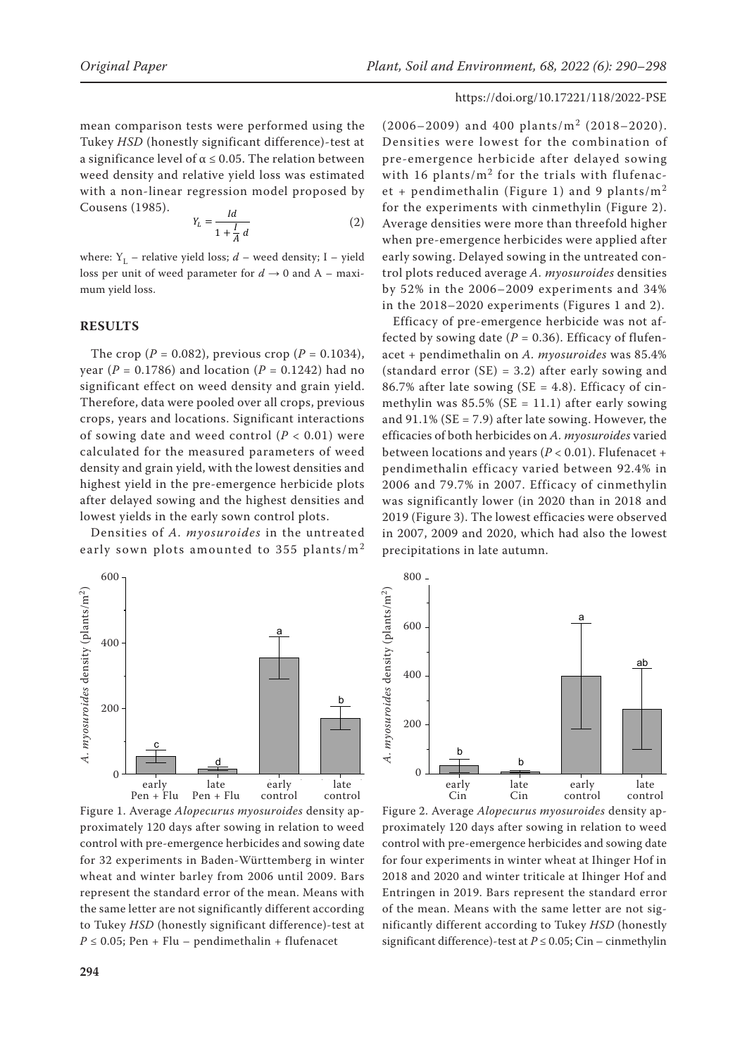mean comparison tests were performed using the Tukey *HSD* (honestly significant difference)-test at a significance level of $\alpha \leq 0.05$. The relation between weed density and relative yield loss was estimated with a non-linear regression model proposed by Cousens (1985).

$$Y_L = \frac{Id}{1 + \frac{I}{A}d} \tag{2}$$

where: $Y_L$ – relative yield loss; $d$ – weed density; I – yield loss per unit of weed parameter for $d \rightarrow 0$ and A – maximum yield loss.

## RESULTS

The crop ($P = 0.082$), previous crop ($P = 0.1034$), year ($P = 0.1786$) and location ($P = 0.1242$) had no significant effect on weed density and grain yield. Therefore, data were pooled over all crops, previous crops, years and locations. Significant interactions of sowing date and weed control ($P < 0.01$) were calculated for the measured parameters of weed density and grain yield, with the lowest densities and highest yield in the pre-emergence herbicide plots after delayed sowing and the highest densities and lowest yields in the early sown control plots.

Densities of *A. myosuroides* in the untreated early sown plots amounted to 355 plants/m$^2$ (2006–2009) and 400 plants/m$^2$ (2018–2020). Densities were lowest for the combination of pre-emergence herbicide after delayed sowing with 16 plants/m$^2$ for the trials with flufenacet + pendimethalin (Figure 1) and 9 plants/m$^2$ for the experiments with cinmethylin (Figure 2). Average densities were more than threefold higher when pre-emergence herbicides were applied after early sowing. Delayed sowing in the untreated control plots reduced average *A. myosuroides* densities by 52% in the 2006–2009 experiments and 34% in the 2018–2020 experiments (Figures 1 and 2).

Efficacy of pre-emergence herbicide was not affected by sowing date ($P = 0.36$). Efficacy of flufenacet + pendimethalin on *A. myosuroides* was 85.4% (standard error (SE) = 3.2) after early sowing and 86.7% after late sowing (SE = 4.8). Efficacy of cinmethylin was 85.5% (SE = 11.1) after early sowing and 91.1% (SE = 7.9) after late sowing. However, the efficacies of both herbicides on *A. myosuroides* varied between locations and years ($P < 0.01$). Flufenacet + pendimethalin efficacy varied between 92.4% in 2006 and 79.7% in 2007. Efficacy of cinmethylin was significantly lower (in 2020 than in 2018 and 2019 (Figure 3). The lowest efficacies were observed in 2007, 2009 and 2020, which had also the lowest precipitations in late autumn.

Figure 1. Average *Alopecurus myosuroides* density approximately 120 days after sowing in relation to weed control with pre-emergence herbicides and sowing date for 32 experiments in Baden-Württemberg in winter wheat and winter barley from 2006 until 2009. Bars represent the standard error of the mean. Means with the same letter are not significantly different according to Tukey *HSD* (honestly significant difference)-test at $P \leq 0.05$; Pen + Flu – pendimethalin + flufenacet

Figure 2. Average *Alopecurus myosuroides* density approximately 120 days after sowing in relation to weed control with pre-emergence herbicides and sowing date for four experiments in winter wheat at Ihinger Hof in 2018 and 2020 and winter triticale at Ihinger Hof and Entringen in 2019. Bars represent the standard error of the mean. Means with the same letter are not significantly different according to Tukey *HSD* (honestly significant difference)-test at $P \leq 0.05$; Cin – cinmethylin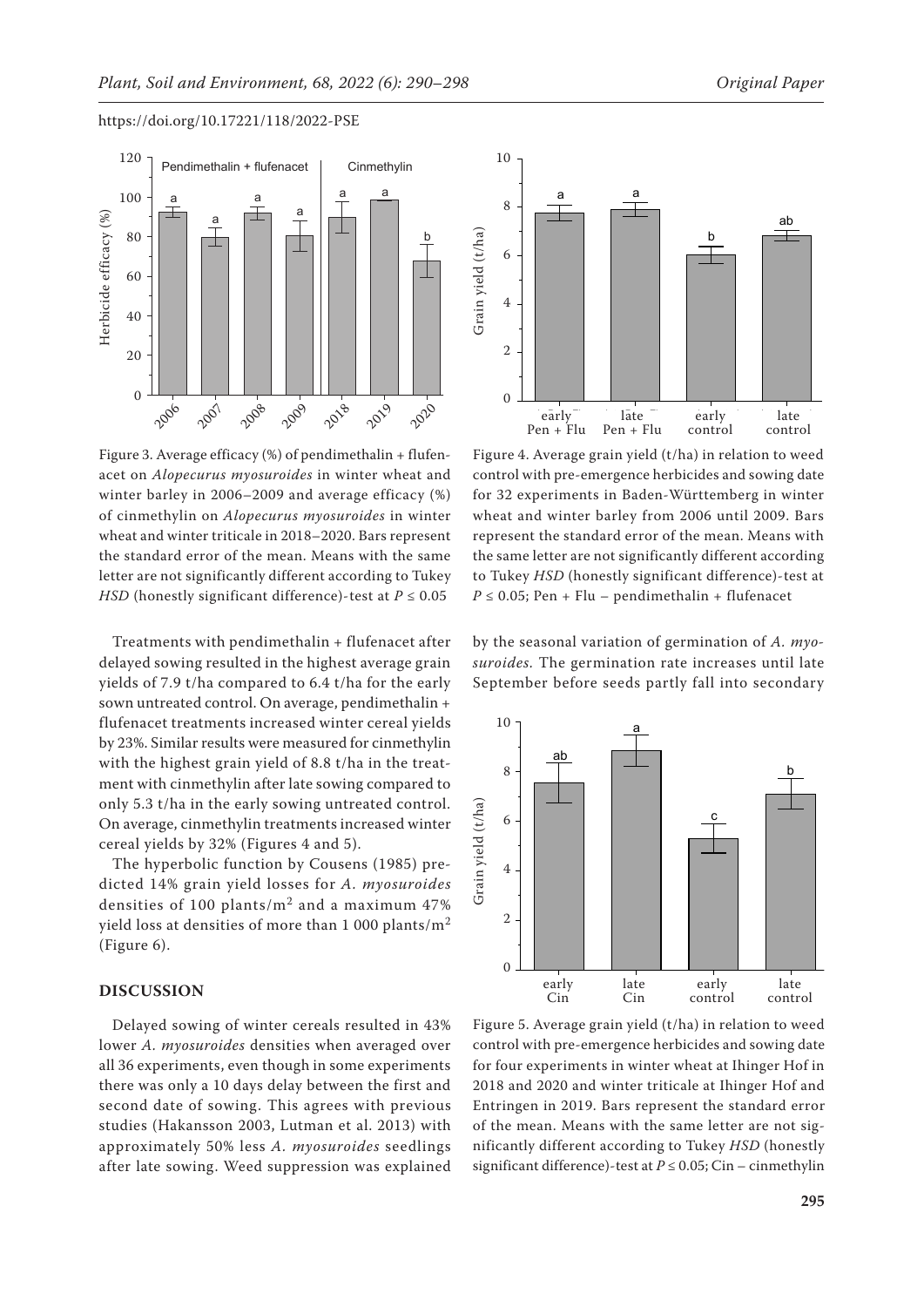Figure 3. Average efficacy (%) of pendimethalin + flufenacet on *Alopecurus myosuroides* in winter wheat and winter barley in 2006–2009 and average efficacy (%) of cinmethylin on *Alopecurus myosuroides* in winter wheat and winter triticale in 2018–2020. Bars represent the standard error of the mean. Means with the same letter are not significantly different according to Tukey *HSD* (honestly significant difference)-test at $P \leq 0.05$

Figure 4. Average grain yield (t/ha) in relation to weed control with pre-emergence herbicides and sowing date for 32 experiments in Baden-Württemberg in winter wheat and winter barley from 2006 until 2009. Bars represent the standard error of the mean. Means with the same letter are not significantly different according to Tukey *HSD* (honestly significant difference)-test at $P \leq 0.05$; Pen + Flu – pendimethalin + flufenacet

Treatments with pendimethalin + flufenacet after delayed sowing resulted in the highest average grain yields of 7.9 t/ha compared to 6.4 t/ha for the early sown untreated control. On average, pendimethalin + flufenacet treatments increased winter cereal yields by 23%. Similar results were measured for cinmethylin with the highest grain yield of 8.8 t/ha in the treatment with cinmethylin after late sowing compared to only 5.3 t/ha in the early sowing untreated control. On average, cinmethylin treatments increased winter cereal yields by 32% (Figures 4 and 5).

The hyperbolic function by Cousens (1985) predicted 14% grain yield losses for *A. myosuroides* densities of 100 plants/m$^2$ and a maximum 47% yield loss at densities of more than 1 000 plants/m$^2$ (Figure 6).

## DISCUSSION

Delayed sowing of winter cereals resulted in 43% lower *A. myosuroides* densities when averaged over all 36 experiments, even though in some experiments there was only a 10 days delay between the first and second date of sowing. This agrees with previous studies (Hakansson 2003, Lutman et al. 2013) with approximately 50% less *A. myosuroides* seedlings after late sowing. Weed suppression was explained by the seasonal variation of germination of *A. myosuroides.* The germination rate increases until late September before seeds partly fall into secondary

Figure 5. Average grain yield (t/ha) in relation to weed control with pre-emergence herbicides and sowing date for four experiments in winter wheat at Ihinger Hof in 2018 and 2020 and winter triticale at Ihinger Hof and Entringen in 2019. Bars represent the standard error of the mean. Means with the same letter are not significantly different according to Tukey *HSD* (honestly significant difference)-test at $P \leq 0.05$; Cin – cinmethylin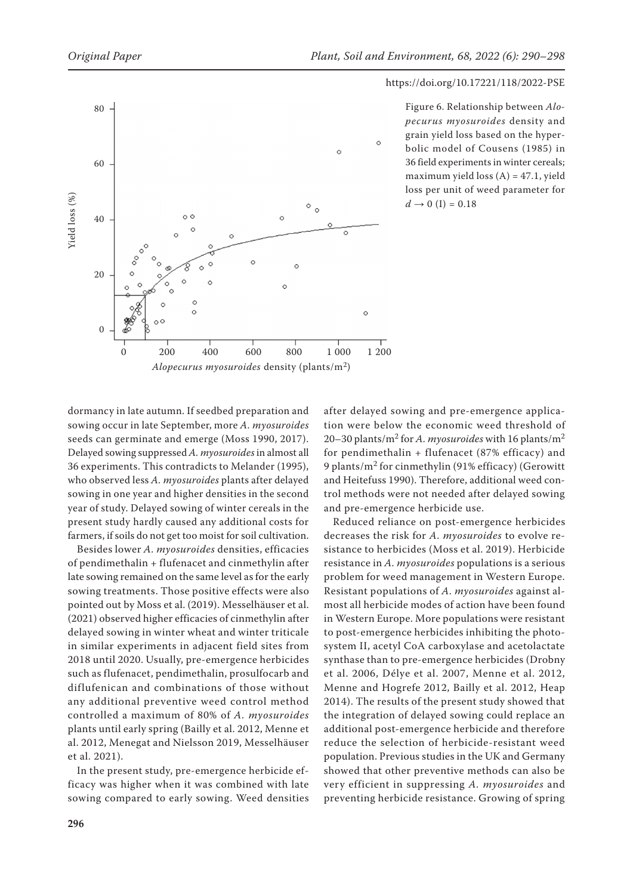Figure 6. Relationship between *Alopecurus myosuroides* density and grain yield loss based on the hyperbolic model of Cousens (1985) in 36 field experiments in winter cereals; maximum yield loss (A) = 47.1, yield loss per unit of weed parameter for $d \rightarrow 0$ (I) = 0.18

dormancy in late autumn. If seedbed preparation and sowing occur in late September, more *A. myosuroides* seeds can germinate and emerge (Moss 1990, 2017). Delayed sowing suppressed *A. myosuroides* in almost all 36 experiments. This contradicts to Melander (1995), who observed less *A. myosuroides* plants after delayed sowing in one year and higher densities in the second year of study. Delayed sowing of winter cereals in the present study hardly caused any additional costs for farmers, if soils do not get too moist for soil cultivation.

Besides lower *A. myosuroides* densities, efficacies of pendimethalin + flufenacet and cinmethylin after late sowing remained on the same level as for the early sowing treatments. Those positive effects were also pointed out by Moss et al. (2019). Messelhäuser et al. (2021) observed higher efficacies of cinmethylin after delayed sowing in winter wheat and winter triticale in similar experiments in adjacent field sites from 2018 until 2020. Usually, pre-emergence herbicides such as flufenacet, pendimethalin, prosulfocarb and diflufenican and combinations of those without any additional preventive weed control method controlled a maximum of 80% of *A. myosuroides* plants until early spring (Bailly et al. 2012, Menne et al. 2012, Menegat and Nielsson 2019, Messelhäuser et al. 2021).

In the present study, pre-emergence herbicide efficacy was higher when it was combined with late sowing compared to early sowing. Weed densities after delayed sowing and pre-emergence application were below the economic weed threshold of 20–30 plants/m$^2$ for *A. myosuroides* with 16 plants/m$^2$ for pendimethalin + flufenacet (87% efficacy) and 9 plants/m$^2$ for cinmethylin (91% efficacy) (Gerowitt and Heitefuss 1990). Therefore, additional weed control methods were not needed after delayed sowing and pre-emergence herbicide use.

Reduced reliance on post-emergence herbicides decreases the risk for *A. myosuroides* to evolve resistance to herbicides (Moss et al. 2019). Herbicide resistance in *A. myosuroides* populations is a serious problem for weed management in Western Europe. Resistant populations of *A. myosuroides* against almost all herbicide modes of action have been found in Western Europe. More populations were resistant to post-emergence herbicides inhibiting the photosystem II, acetyl CoA carboxylase and acetolactate synthase than to pre-emergence herbicides (Drobny et al. 2006, Délye et al. 2007, Menne et al. 2012, Menne and Hogrefe 2012, Bailly et al. 2012, Heap 2014). The results of the present study showed that the integration of delayed sowing could replace an additional post-emergence herbicide and therefore reduce the selection of herbicide-resistant weed population. Previous studies in the UK and Germany showed that other preventive methods can also be very efficient in suppressing *A. myosuroides* and preventing herbicide resistance. Growing of spring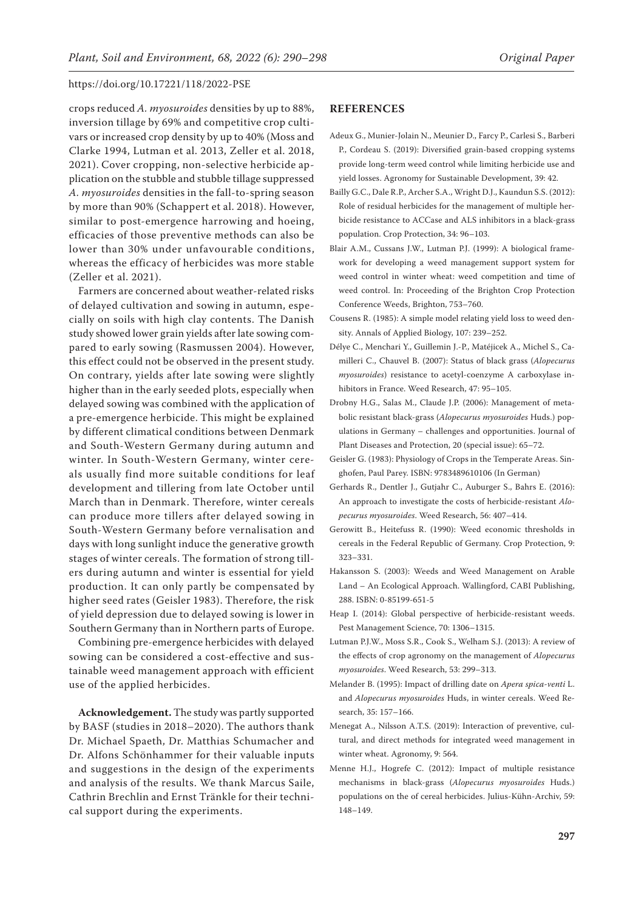crops reduced *A. myosuroides* densities by up to 88%, inversion tillage by 69% and competitive crop cultivars or increased crop density by up to 40% (Moss and Clarke 1994, Lutman et al. 2013, Zeller et al. 2018, 2021). Cover cropping, non-selective herbicide application on the stubble and stubble tillage suppressed *A. myosuroides* densities in the fall-to-spring season by more than 90% (Schappert et al. 2018). However, similar to post-emergence harrowing and hoeing, efficacies of those preventive methods can also be lower than 30% under unfavourable conditions, whereas the efficacy of herbicides was more stable (Zeller et al. 2021).

Farmers are concerned about weather-related risks of delayed cultivation and sowing in autumn, especially on soils with high clay contents. The Danish study showed lower grain yields after late sowing compared to early sowing (Rasmussen 2004). However, this effect could not be observed in the present study. On contrary, yields after late sowing were slightly higher than in the early seeded plots, especially when delayed sowing was combined with the application of a pre-emergence herbicide. This might be explained by different climatical conditions between Denmark and South-Western Germany during autumn and winter. In South-Western Germany, winter cereals usually find more suitable conditions for leaf development and tillering from late October until March than in Denmark. Therefore, winter cereals can produce more tillers after delayed sowing in South-Western Germany before vernalisation and days with long sunlight induce the generative growth stages of winter cereals. The formation of strong tillers during autumn and winter is essential for yield production. It can only partly be compensated by higher seed rates (Geisler 1983). Therefore, the risk of yield depression due to delayed sowing is lower in Southern Germany than in Northern parts of Europe.

Combining pre-emergence herbicides with delayed sowing can be considered a cost-effective and sustainable weed management approach with efficient use of the applied herbicides.

**Acknowledgement.** The study was partly supported by BASF (studies in 2018–2020). The authors thank Dr. Michael Spaeth, Dr. Matthias Schumacher and Dr. Alfons Schönhammer for their valuable inputs and suggestions in the design of the experiments and analysis of the results. We thank Marcus Saile, Cathrin Brechlin and Ernst Tränkle for their technical support during the experiments.

## REFERENCES

Adeux G., Munier-Jolain N., Meunier D., Farcy P., Carlesi S., Barberi P., Cordeau S. (2019): Diversified grain-based cropping systems provide long-term weed control while limiting herbicide use and yield losses. Agronomy for Sustainable Development, 39: 42.

Bailly G.C., Dale R.P., Archer S.A., Wright D.J., Kaundun S.S. (2012): Role of residual herbicides for the management of multiple herbicide resistance to ACCase and ALS inhibitors in a black-grass population. Crop Protection, 34: 96–103.

Blair A.M., Cussans J.W., Lutman P.J. (1999): A biological framework for developing a weed management support system for weed control in winter wheat: weed competition and time of weed control. In: Proceeding of the Brighton Crop Protection Conference Weeds, Brighton, 753–760.

Cousens R. (1985): A simple model relating yield loss to weed density. Annals of Applied Biology, 107: 239–252.

Délye C., Menchari Y., Guillemin J.-P., Matéjicek A., Michel S., Camilleri C., Chauvel B. (2007): Status of black grass (*Alopecurus myosuroides*) resistance to acetyl-coenzyme A carboxylase inhibitors in France. Weed Research, 47: 95–105.

Drobny H.G., Salas M., Claude J.P. (2006): Management of metabolic resistant black-grass (*Alopecurus myosuroides* Huds.) populations in Germany – challenges and opportunities. Journal of Plant Diseases and Protection, 20 (special issue): 65–72.

Geisler G. (1983): Physiology of Crops in the Temperate Areas. Singhofen, Paul Parey. ISBN: 9783489610106 (In German)

Gerhards R., Dentler J., Gutjahr C., Auburger S., Bahrs E. (2016): An approach to investigate the costs of herbicide-resistant *Alopecurus myosuroides*. Weed Research, 56: 407–414.

Gerowitt B., Heitefuss R. (1990): Weed economic thresholds in cereals in the Federal Republic of Germany. Crop Protection, 9: 323–331.

Hakansson S. (2003): Weeds and Weed Management on Arable Land – An Ecological Approach. Wallingford, CABI Publishing, 288. ISBN: 0-85199-651-5

Heap I. (2014): Global perspective of herbicide-resistant weeds. Pest Management Science, 70: 1306–1315.

Lutman P.J.W., Moss S.R., Cook S., Welham S.J. (2013): A review of the effects of crop agronomy on the management of *Alopecurus myosuroides*. Weed Research, 53: 299–313.

Melander B. (1995): Impact of drilling date on *Apera spica-venti* L. and *Alopecurus myosuroides* Huds, in winter cereals. Weed Research, 35: 157–166.

Menegat A., Nilsson A.T.S. (2019): Interaction of preventive, cultural, and direct methods for integrated weed management in winter wheat. Agronomy, 9: 564.

Menne H.J., Hogrefe C. (2012): Impact of multiple resistance mechanisms in black-grass (*Alopecurus myosuroides* Huds.) populations on the of cereal herbicides. Julius-Kühn-Archiv, 59: 148–149.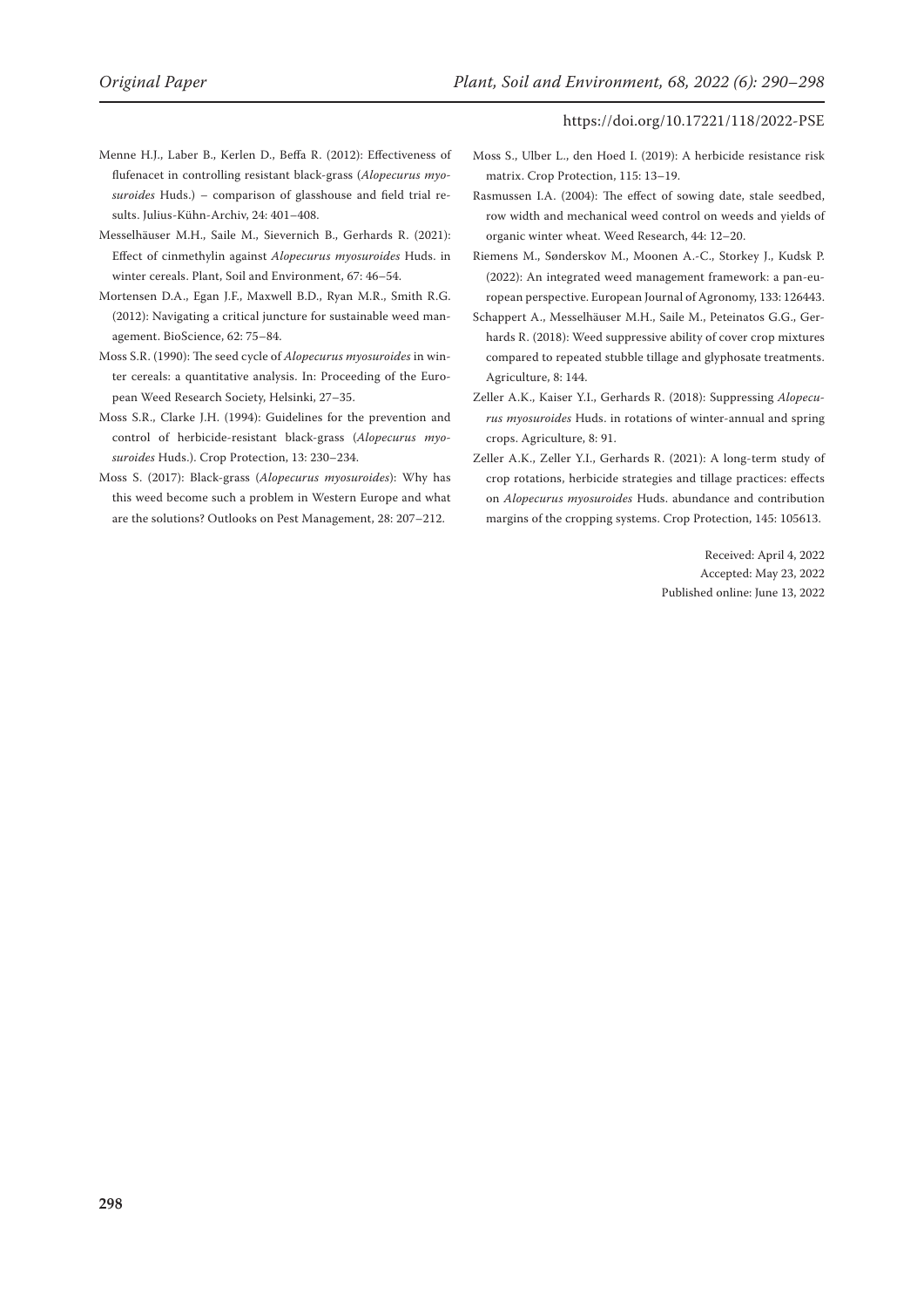Menne H.J., Laber B., Kerlen D., Beffa R. (2012): Effectiveness of flufenacet in controlling resistant black-grass (*Alopecurus myosuroides* Huds.) – comparison of glasshouse and field trial results. Julius-Kühn-Archiv, 24: 401–408.

Messelhäuser M.H., Saile M., Sievernich B., Gerhards R. (2021): Effect of cinmethylin against *Alopecurus myosuroides* Huds. in winter cereals. Plant, Soil and Environment, 67: 46–54.

Mortensen D.A., Egan J.F., Maxwell B.D., Ryan M.R., Smith R.G. (2012): Navigating a critical juncture for sustainable weed management. BioScience, 62: 75–84.

Moss S.R. (1990): The seed cycle of *Alopecurus myosuroides* in winter cereals: a quantitative analysis. In: Proceeding of the European Weed Research Society, Helsinki, 27–35.

Moss S.R., Clarke J.H. (1994): Guidelines for the prevention and control of herbicide-resistant black-grass (*Alopecurus myosuroides* Huds.). Crop Protection, 13: 230–234.

Moss S. (2017): Black-grass (*Alopecurus myosuroides*): Why has this weed become such a problem in Western Europe and what are the solutions? Outlooks on Pest Management, 28: 207–212.

Moss S., Ulber L., den Hoed I. (2019): A herbicide resistance risk matrix. Crop Protection, 115: 13–19.

Rasmussen I.A. (2004): The effect of sowing date, stale seedbed, row width and mechanical weed control on weeds and yields of organic winter wheat. Weed Research, 44: 12–20.

Riemens M., Sønderskov M., Moonen A.-C., Storkey J., Kudsk P. (2022): An integrated weed management framework: a pan-european perspective. European Journal of Agronomy, 133: 126443.

Schappert A., Messelhäuser M.H., Saile M., Peteinatos G.G., Gerhards R. (2018): Weed suppressive ability of cover crop mixtures compared to repeated stubble tillage and glyphosate treatments. Agriculture, 8: 144.

Zeller A.K., Kaiser Y.I., Gerhards R. (2018): Suppressing *Alopecurus myosuroides* Huds. in rotations of winter-annual and spring crops. Agriculture, 8: 91.

Zeller A.K., Zeller Y.I., Gerhards R. (2021): A long-term study of crop rotations, herbicide strategies and tillage practices: effects on *Alopecurus myosuroides* Huds. abundance and contribution margins of the cropping systems. Crop Protection, 145: 105613.

Received: April 4, 2022
Accepted: May 23, 2022
Published online: June 13, 2022